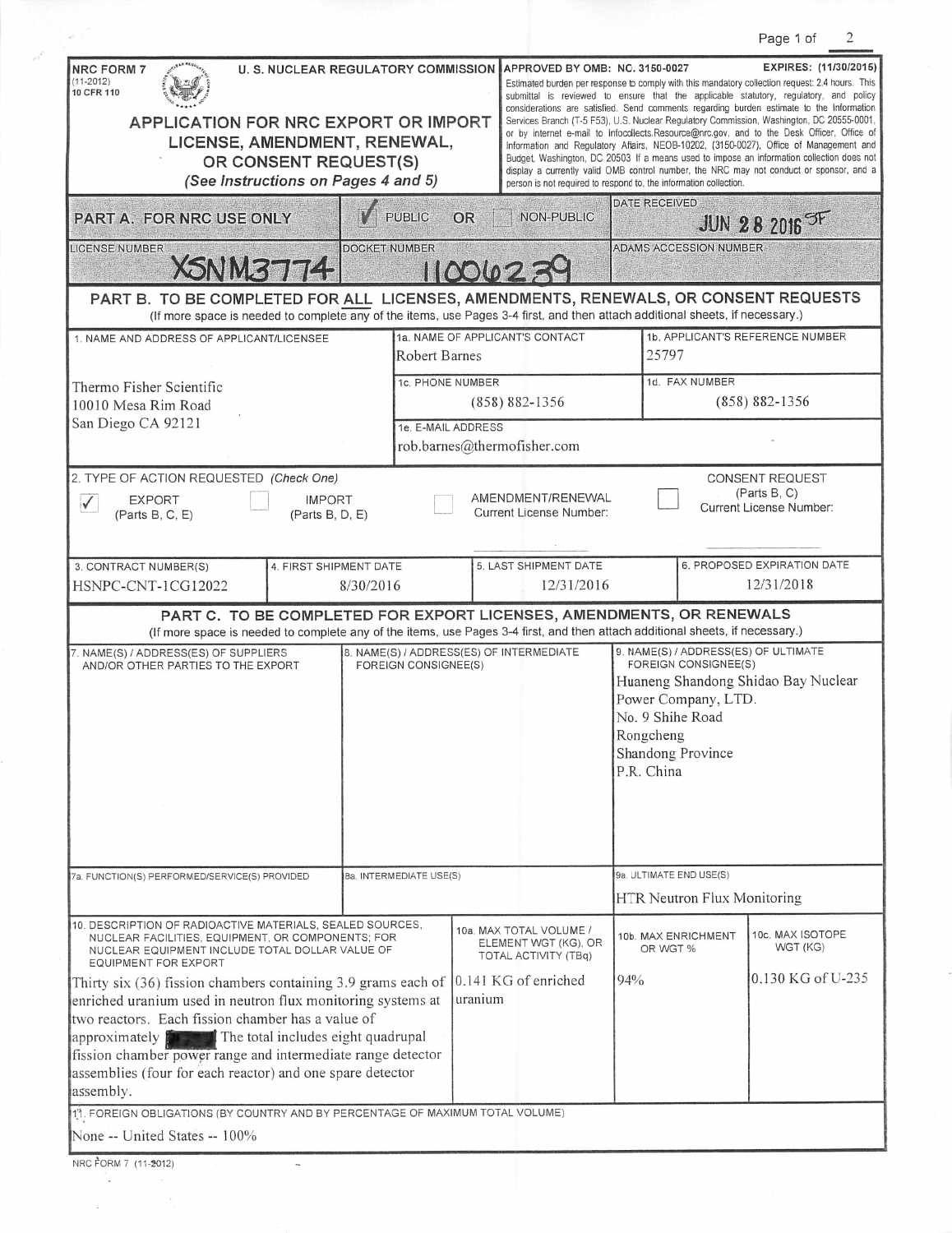NRC FORM 7 (11-2012)
10 CFR 110

**U. S. NUCLEAR REGULATORY COMMISSION**

# APPLICATION FOR NRC EXPORT OR IMPORT LICENSE, AMENDMENT, RENEWAL, OR CONSENT REQUEST(S)

*(See Instructions on Pages 4 and 5)*

**APPROVED BY OMB: NC. 3150-0027** **EXPIRES: (11/30/2015)**

Estimated burden per response to comply with this mandatory collection request: 2.4 hours. This submittal is reviewed to ensure that the applicable statutory, regulatory, and policy considerations are satisfied. Send comments regarding burden estimate to the Information Services Branch (T-5 F53), U.S. Nuclear Regulatory Commission, Washington, DC 20555-0001, or by internet e-mail to Infocollects.Resource@nrc.gov, and to the Desk Officer, Office of Information and Regulatory Affairs, NEOB-10202, (3150-0027), Office of Management and Budget, Washington, DC 20503 If a means used to impose an information collection does not display a currently valid OMB control number, the NRC may not conduct or sponsor, and a person is not required to respond to, the information collection.

## PART A. FOR NRC USE ONLY

| ✓ PUBLIC OR ☐ NON-PUBLIC | DATE RECEIVED: JUN 28 2016 SF |
|---|---|
| LICENSE NUMBER: XSNM3774 | DOCKET NUMBER: 11006239 |
| ADAMS ACCESSION NUMBER: | |

## PART B. TO BE COMPLETED FOR ALL LICENSES, AMENDMENTS, RENEWALS, OR CONSENT REQUESTS

(If more space is needed to complete any of the items, use Pages 3-4 first, and then attach additional sheets, if necessary.)

| 1. NAME AND ADDRESS OF APPLICANT/LICENSEE | 1a. NAME OF APPLICANT'S CONTACT | 1b. APPLICANT'S REFERENCE NUMBER |
|---|---|---|
| Thermo Fisher Scientific<br>10010 Mesa Rim Road<br>San Diego CA 92121 | Robert Barnes | 25797 |
| | 1c. PHONE NUMBER: (858) 882-1356 | 1d. FAX NUMBER: (858) 882-1356 |
| | 1e. E-MAIL ADDRESS: rob.barnes@thermofisher.com | |

2. TYPE OF ACTION REQUESTED *(Check One)*

☑ EXPORT (Parts B, C, E) ☐ IMPORT (Parts B, D, E) ☐ AMENDMENT/RENEWAL Current License Number: ☐ CONSENT REQUEST (Parts B, C) Current License Number:

| 3. CONTRACT NUMBER(S) | 4. FIRST SHIPMENT DATE | 5. LAST SHIPMENT DATE | 6. PROPOSED EXPIRATION DATE |
|---|---|---|---|
| HSNPC-CNT-1CG12022 | 8/30/2016 | 12/31/2016 | 12/31/2018 |

## PART C. TO BE COMPLETED FOR EXPORT LICENSES, AMENDMENTS, OR RENEWALS

(If more space is needed to complete any of the items, use Pages 3-4 first, and then attach additional sheets, if necessary.)

| 7. NAME(S) / ADDRESS(ES) OF SUPPLIERS AND/OR OTHER PARTIES TO THE EXPORT | 8. NAME(S) / ADDRESS(ES) OF INTERMEDIATE FOREIGN CONSIGNEE(S) | 9. NAME(S) / ADDRESS(ES) OF ULTIMATE FOREIGN CONSIGNEE(S) |
|---|---|---|
| | | Huaneng Shandong Shidao Bay Nuclear Power Company, LTD.<br>No. 9 Shihe Road<br>Rongcheng<br>Shandong Province<br>P.R. China |
| 7a. FUNCTION(S) PERFORMED/SERVICE(S) PROVIDED | 8a. INTERMEDIATE USE(S) | 9a. ULTIMATE END USE(S) |
| | | HTR Neutron Flux Monitoring |

| 10. DESCRIPTION OF RADIOACTIVE MATERIALS, SEALED SOURCES, NUCLEAR FACILITIES, EQUIPMENT, OR COMPONENTS; FOR NUCLEAR EQUIPMENT INCLUDE TOTAL DOLLAR VALUE OF EQUIPMENT FOR EXPORT | 10a. MAX TOTAL VOLUME / ELEMENT WGT (KG), OR TOTAL ACTIVITY (TBq) | 10b. MAX ENRICHMENT OR WGT % | 10c. MAX ISOTOPE WGT (KG) |
|---|---|---|---|
| Thirty six (36) fission chambers containing 3.9 grams each of enriched uranium used in neutron flux monitoring systems at two reactors. Each fission chamber has a value of approximately [redacted] The total includes eight quadrupal fission chamber power range and intermediate range detector assemblies (four for each reactor) and one spare detector assembly. | 0.141 KG of enriched uranium | 94% | 0.130 KG of U-235 |

11. FOREIGN OBLIGATIONS (BY COUNTRY AND BY PERCENTAGE OF MAXIMUM TOTAL VOLUME)

None -- United States -- 100%

NRC FORM 7 (11-2012)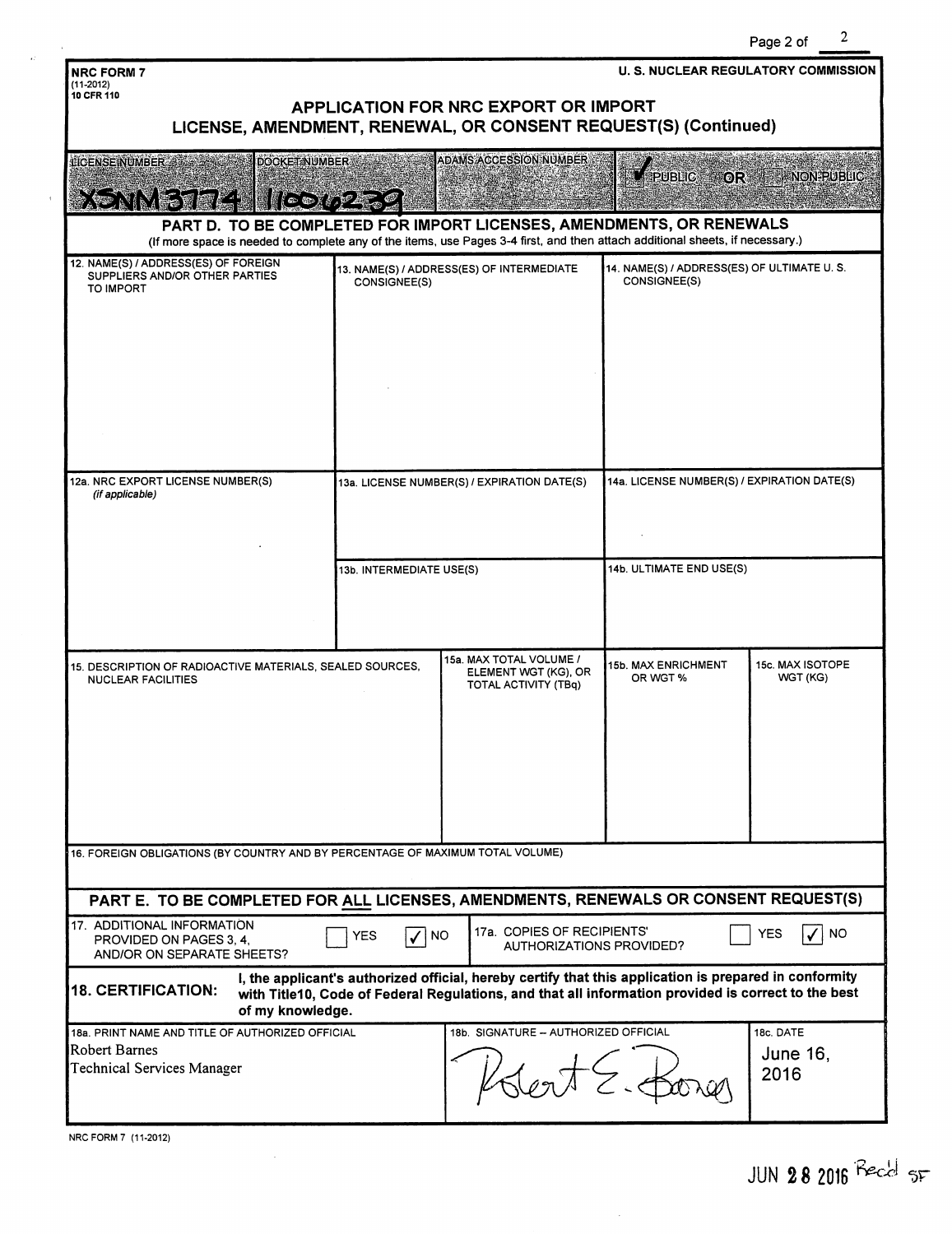**NRC FORM 7**
(11-2012)
**10 CFR 110**

**U. S. NUCLEAR REGULATORY COMMISSION**

## APPLICATION FOR NRC EXPORT OR IMPORT LICENSE, AMENDMENT, RENEWAL, OR CONSENT REQUEST(S) (Continued)

| LICENSE NUMBER | DOCKET NUMBER | ADAMS ACCESSION NUMBER | |
|---|---|---|---|
| XSNM3774 | 11006239 | | ☑ PUBLIC OR ☐ NON-PUBLIC |

### PART D. TO BE COMPLETED FOR IMPORT LICENSES, AMENDMENTS, OR RENEWALS

(If more space is needed to complete any of the items, use Pages 3-4 first, and then attach additional sheets, if necessary.)

| 12. NAME(S) / ADDRESS(ES) OF FOREIGN SUPPLIERS AND/OR OTHER PARTIES TO IMPORT | 13. NAME(S) / ADDRESS(ES) OF INTERMEDIATE CONSIGNEE(S) | 14. NAME(S) / ADDRESS(ES) OF ULTIMATE U. S. CONSIGNEE(S) |
|---|---|---|
| | | |
| 12a. NRC EXPORT LICENSE NUMBER(S) *(if applicable)* | 13a. LICENSE NUMBER(S) / EXPIRATION DATE(S) | 14a. LICENSE NUMBER(S) / EXPIRATION DATE(S) |
| | 13b. INTERMEDIATE USE(S) | 14b. ULTIMATE END USE(S) |

| 15. DESCRIPTION OF RADIOACTIVE MATERIALS, SEALED SOURCES, NUCLEAR FACILITIES | 15a. MAX TOTAL VOLUME / ELEMENT WGT (KG), OR TOTAL ACTIVITY (TBq) | 15b. MAX ENRICHMENT OR WGT % | 15c. MAX ISOTOPE WGT (KG) |
|---|---|---|---|
| | | | |

16. FOREIGN OBLIGATIONS (BY COUNTRY AND BY PERCENTAGE OF MAXIMUM TOTAL VOLUME)

### PART E. TO BE COMPLETED FOR ALL LICENSES, AMENDMENTS, RENEWALS OR CONSENT REQUEST(S)

17. ADDITIONAL INFORMATION PROVIDED ON PAGES 3, 4, AND/OR ON SEPARATE SHEETS? ☐ YES ☑ NO

17a. COPIES OF RECIPIENTS' AUTHORIZATIONS PROVIDED? ☐ YES ☑ NO

**18. CERTIFICATION:** **I, the applicant's authorized official, hereby certify that this application is prepared in conformity with Title10, Code of Federal Regulations, and that all information provided is correct to the best of my knowledge.**

| 18a. PRINT NAME AND TITLE OF AUTHORIZED OFFICIAL | 18b. SIGNATURE – AUTHORIZED OFFICIAL | 18c. DATE |
|---|---|---|
| Robert Barnes<br>Technical Services Manager | Robert E. Barnes | June 16, 2016 |

NRC FORM 7 (11-2012)

JUN 28 2016 Rec'd SF